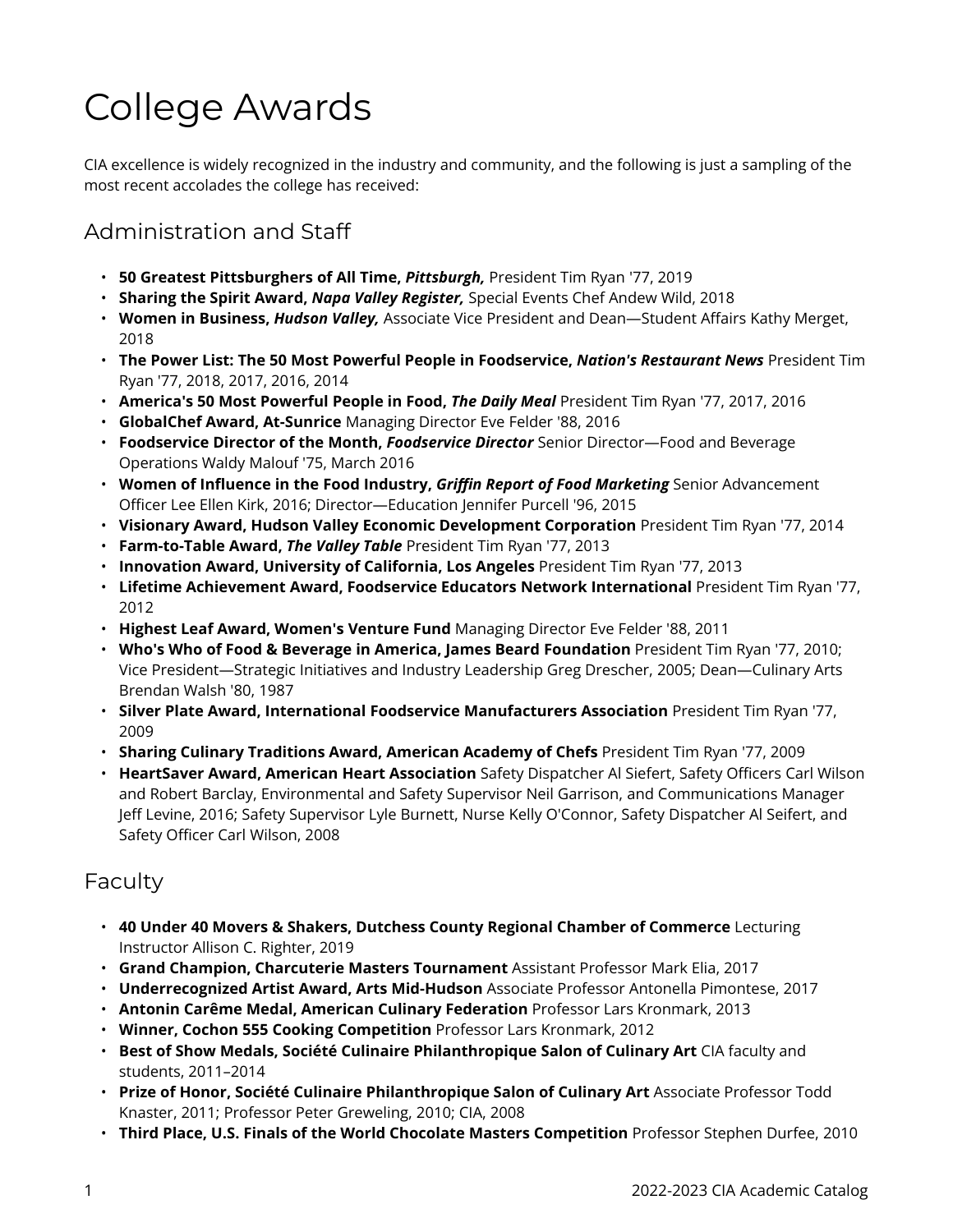# College Awards

CIA excellence is widely recognized in the industry and community, and the following is just a sampling of the most recent accolades the college has received:

## Administration and Staff

- **50 Greatest Pittsburghers of All Time, *Pittsburgh,*** President Tim Ryan '77, 2019
- **Sharing the Spirit Award, *Napa Valley Register,*** Special Events Chef Andew Wild, 2018
- **Women in Business, *Hudson Valley,*** Associate Vice President and Dean—Student Affairs Kathy Merget, 2018
- **The Power List: The 50 Most Powerful People in Foodservice, *Nation's Restaurant News*** President Tim Ryan '77, 2018, 2017, 2016, 2014
- **America's 50 Most Powerful People in Food, *The Daily Meal*** President Tim Ryan '77, 2017, 2016
- **GlobalChef Award, At-Sunrice** Managing Director Eve Felder '88, 2016
- **Foodservice Director of the Month, *Foodservice Director*** Senior Director—Food and Beverage Operations Waldy Malouf '75, March 2016
- **Women of Influence in the Food Industry, *Griffin Report of Food Marketing*** Senior Advancement Officer Lee Ellen Kirk, 2016; Director—Education Jennifer Purcell '96, 2015
- **Visionary Award, Hudson Valley Economic Development Corporation** President Tim Ryan '77, 2014
- **Farm-to-Table Award, *The Valley Table*** President Tim Ryan '77, 2013
- **Innovation Award, University of California, Los Angeles** President Tim Ryan '77, 2013
- **Lifetime Achievement Award, Foodservice Educators Network International** President Tim Ryan '77, 2012
- **Highest Leaf Award, Women's Venture Fund** Managing Director Eve Felder '88, 2011
- **Who's Who of Food & Beverage in America, James Beard Foundation** President Tim Ryan '77, 2010; Vice President—Strategic Initiatives and Industry Leadership Greg Drescher, 2005; Dean—Culinary Arts Brendan Walsh '80, 1987
- **Silver Plate Award, International Foodservice Manufacturers Association** President Tim Ryan '77, 2009
- **Sharing Culinary Traditions Award, American Academy of Chefs** President Tim Ryan '77, 2009
- **HeartSaver Award, American Heart Association** Safety Dispatcher Al Siefert, Safety Officers Carl Wilson and Robert Barclay, Environmental and Safety Supervisor Neil Garrison, and Communications Manager Jeff Levine, 2016; Safety Supervisor Lyle Burnett, Nurse Kelly O'Connor, Safety Dispatcher Al Seifert, and Safety Officer Carl Wilson, 2008

## Faculty

- **40 Under 40 Movers & Shakers, Dutchess County Regional Chamber of Commerce** Lecturing Instructor Allison C. Righter, 2019
- **Grand Champion, Charcuterie Masters Tournament** Assistant Professor Mark Elia, 2017
- **Underrecognized Artist Award, Arts Mid-Hudson** Associate Professor Antonella Pimontese, 2017
- **Antonin Carême Medal, American Culinary Federation** Professor Lars Kronmark, 2013
- **Winner, Cochon 555 Cooking Competition** Professor Lars Kronmark, 2012
- **Best of Show Medals, Société Culinaire Philanthropique Salon of Culinary Art** CIA faculty and students, 2011–2014
- **Prize of Honor, Société Culinaire Philanthropique Salon of Culinary Art** Associate Professor Todd Knaster, 2011; Professor Peter Greweling, 2010; CIA, 2008
- **Third Place, U.S. Finals of the World Chocolate Masters Competition** Professor Stephen Durfee, 2010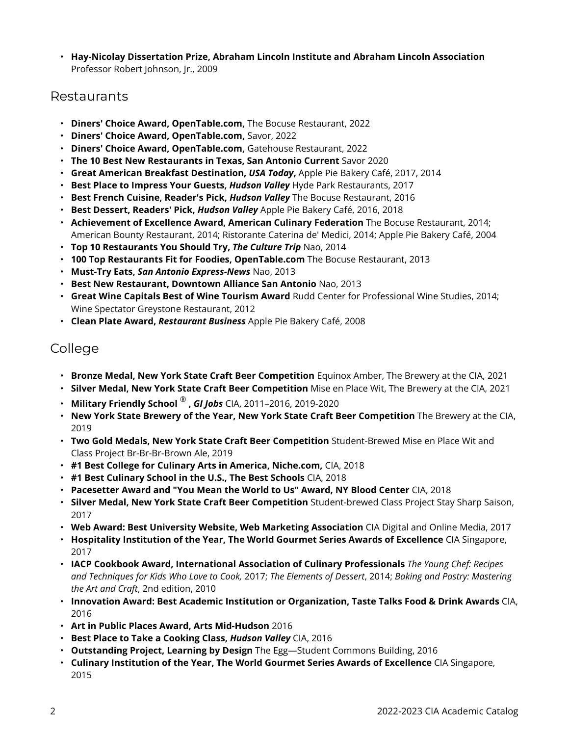- **Hay-Nicolay Dissertation Prize, Abraham Lincoln Institute and Abraham Lincoln Association** Professor Robert Johnson, Jr., 2009

## Restaurants

- **Diners' Choice Award, OpenTable.com,** The Bocuse Restaurant, 2022
- **Diners' Choice Award, OpenTable.com,** Savor, 2022
- **Diners' Choice Award, OpenTable.com,** Gatehouse Restaurant, 2022
- **The 10 Best New Restaurants in Texas, San Antonio Current** Savor 2020
- **Great American Breakfast Destination, *USA Today*,** Apple Pie Bakery Café, 2017, 2014
- **Best Place to Impress Your Guests, *Hudson Valley*** Hyde Park Restaurants, 2017
- **Best French Cuisine, Reader's Pick, *Hudson Valley*** The Bocuse Restaurant, 2016
- **Best Dessert, Readers' Pick, *Hudson Valley*** Apple Pie Bakery Café, 2016, 2018
- **Achievement of Excellence Award, American Culinary Federation** The Bocuse Restaurant, 2014; American Bounty Restaurant, 2014; Ristorante Caterina de' Medici, 2014; Apple Pie Bakery Café, 2004
- **Top 10 Restaurants You Should Try, *The Culture Trip*** Nao, 2014
- **100 Top Restaurants Fit for Foodies, OpenTable.com** The Bocuse Restaurant, 2013
- **Must-Try Eats, *San Antonio Express-News*** Nao, 2013
- **Best New Restaurant, Downtown Alliance San Antonio** Nao, 2013
- **Great Wine Capitals Best of Wine Tourism Award** Rudd Center for Professional Wine Studies, 2014; Wine Spectator Greystone Restaurant, 2012
- **Clean Plate Award, *Restaurant Business*** Apple Pie Bakery Café, 2008

## College

- **Bronze Medal, New York State Craft Beer Competition** Equinox Amber, The Brewery at the CIA, 2021
- **Silver Medal, New York State Craft Beer Competition** Mise en Place Wit, The Brewery at the CIA, 2021
- **Military Friendly School ®, *GI Jobs*** CIA, 2011–2016, 2019-2020
- **New York State Brewery of the Year, New York State Craft Beer Competition** The Brewery at the CIA, 2019
- **Two Gold Medals, New York State Craft Beer Competition** Student-Brewed Mise en Place Wit and Class Project Br-Br-Br-Brown Ale, 2019
- **#1 Best College for Culinary Arts in America, Niche.com,** CIA, 2018
- **#1 Best Culinary School in the U.S., The Best Schools** CIA, 2018
- **Pacesetter Award and "You Mean the World to Us" Award, NY Blood Center** CIA, 2018
- **Silver Medal, New York State Craft Beer Competition** Student-brewed Class Project Stay Sharp Saison, 2017
- **Web Award: Best University Website, Web Marketing Association** CIA Digital and Online Media, 2017
- **Hospitality Institution of the Year, The World Gourmet Series Awards of Excellence** CIA Singapore, 2017
- **IACP Cookbook Award, International Association of Culinary Professionals** *The Young Chef: Recipes and Techniques for Kids Who Love to Cook,* 2017; *The Elements of Dessert*, 2014; *Baking and Pastry: Mastering the Art and Craft*, 2nd edition, 2010
- **Innovation Award: Best Academic Institution or Organization, Taste Talks Food & Drink Awards** CIA, 2016
- **Art in Public Places Award, Arts Mid-Hudson** 2016
- **Best Place to Take a Cooking Class, *Hudson Valley*** CIA, 2016
- **Outstanding Project, Learning by Design** The Egg—Student Commons Building, 2016
- **Culinary Institution of the Year, The World Gourmet Series Awards of Excellence** CIA Singapore, 2015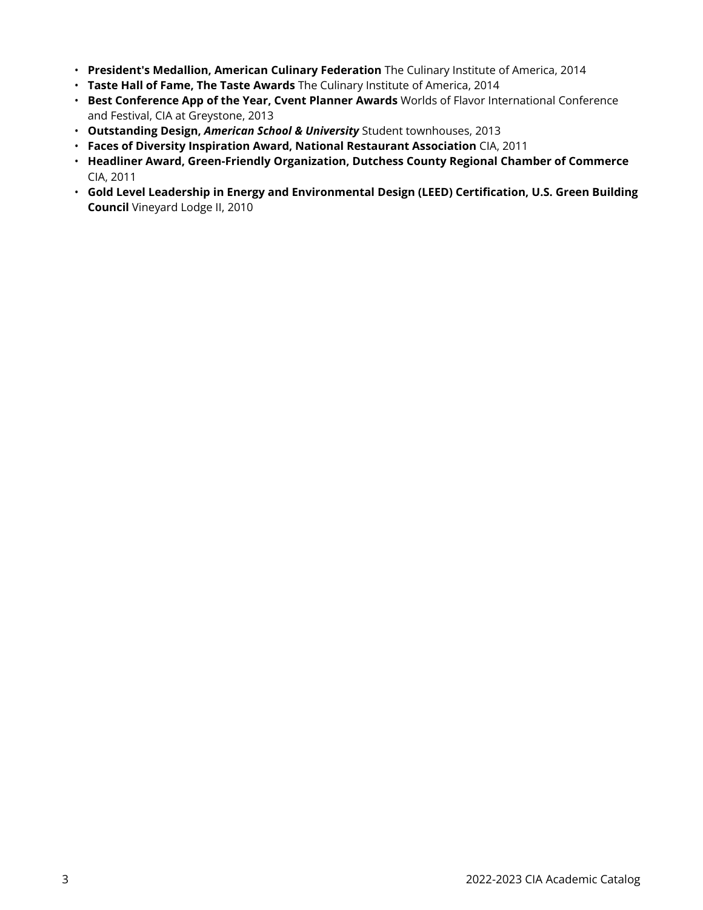- **President's Medallion, American Culinary Federation** The Culinary Institute of America, 2014
- **Taste Hall of Fame, The Taste Awards** The Culinary Institute of America, 2014
- **Best Conference App of the Year, Cvent Planner Awards** Worlds of Flavor International Conference and Festival, CIA at Greystone, 2013
- **Outstanding Design, *American School & University*** Student townhouses, 2013
- **Faces of Diversity Inspiration Award, National Restaurant Association** CIA, 2011
- **Headliner Award, Green-Friendly Organization, Dutchess County Regional Chamber of Commerce** CIA, 2011
- **Gold Level Leadership in Energy and Environmental Design (LEED) Certification, U.S. Green Building Council** Vineyard Lodge II, 2010